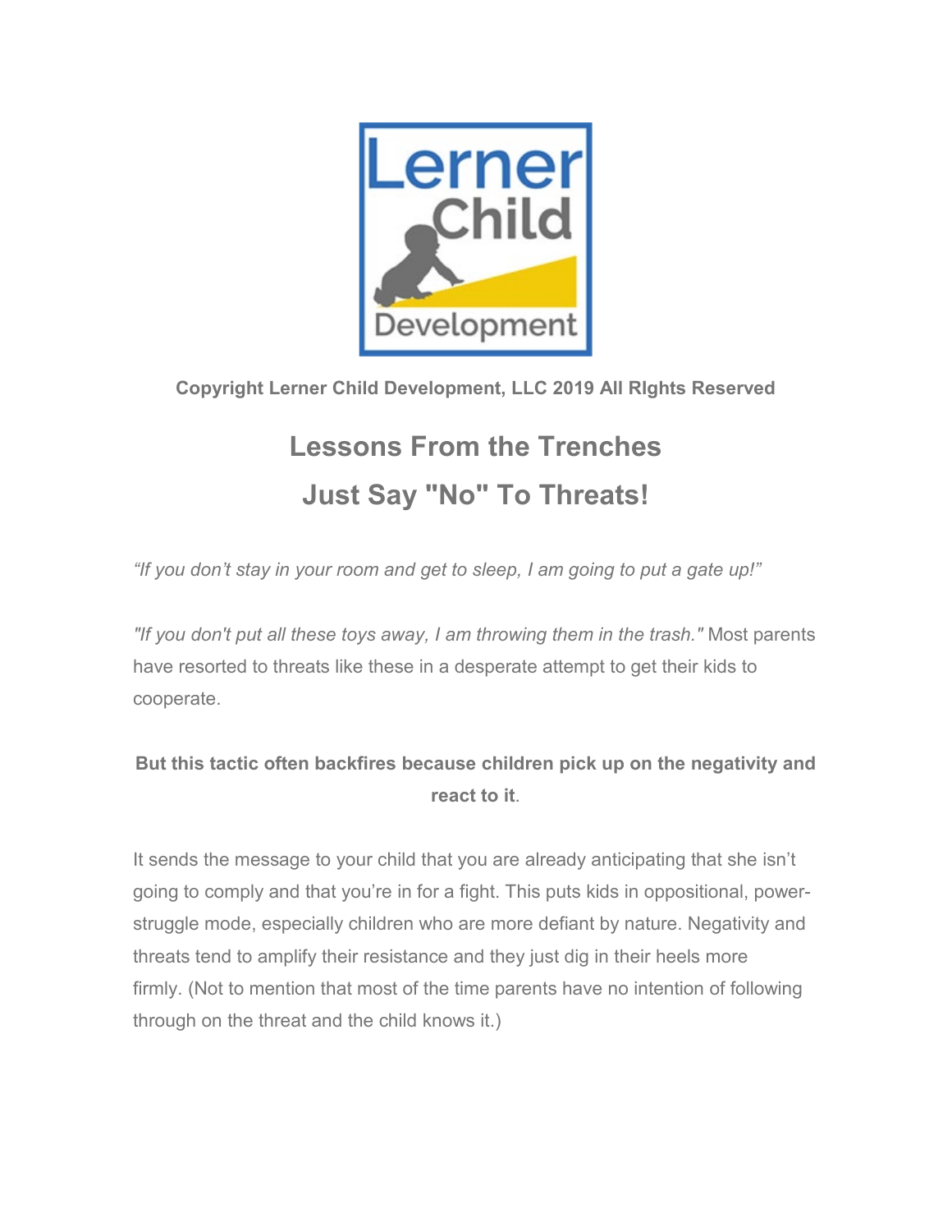Copyright Lerner Child Development, LLC 2019 All RIghts Reserved

# Lessons From the Trenches
# Just Say "No" To Threats!

*“If you don’t stay in your room and get to sleep, I am going to put a gate up!”*

*"If you don't put all these toys away, I am throwing them in the trash."* Most parents have resorted to threats like these in a desperate attempt to get their kids to cooperate.

**But this tactic often backfires because children pick up on the negativity and react to it**.

It sends the message to your child that you are already anticipating that she isn’t going to comply and that you’re in for a fight. This puts kids in oppositional, power-struggle mode, especially children who are more defiant by nature. Negativity and threats tend to amplify their resistance and they just dig in their heels more firmly. (Not to mention that most of the time parents have no intention of following through on the threat and the child knows it.)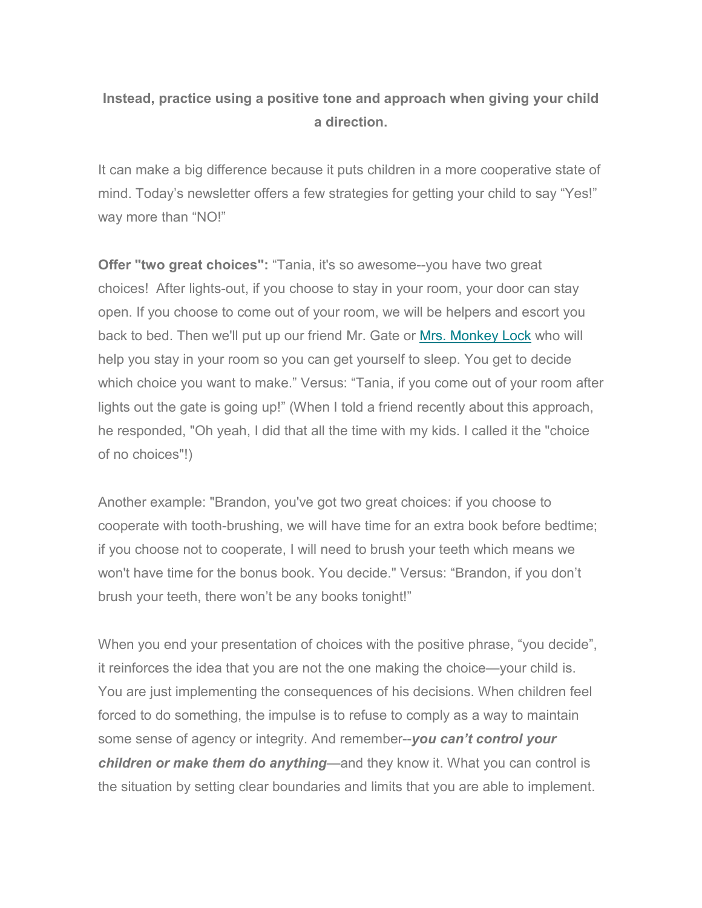**Instead, practice using a positive tone and approach when giving your child a direction.**

It can make a big difference because it puts children in a more cooperative state of mind. Today's newsletter offers a few strategies for getting your child to say "Yes!" way more than "NO!"

**Offer "two great choices":** "Tania, it's so awesome--you have two great choices!  After lights-out, if you choose to stay in your room, your door can stay open. If you choose to come out of your room, we will be helpers and escort you back to bed. Then we'll put up our friend Mr. Gate or Mrs. Monkey Lock who will help you stay in your room so you can get yourself to sleep. You get to decide which choice you want to make." Versus: "Tania, if you come out of your room after lights out the gate is going up!" (When I told a friend recently about this approach, he responded, "Oh yeah, I did that all the time with my kids. I called it the "choice of no choices"!)

Another example: "Brandon, you've got two great choices: if you choose to cooperate with tooth-brushing, we will have time for an extra book before bedtime; if you choose not to cooperate, I will need to brush your teeth which means we won't have time for the bonus book. You decide." Versus: "Brandon, if you don't brush your teeth, there won't be any books tonight!"

When you end your presentation of choices with the positive phrase, "you decide", it reinforces the idea that you are not the one making the choice—your child is. You are just implementing the consequences of his decisions. When children feel forced to do something, the impulse is to refuse to comply as a way to maintain some sense of agency or integrity. And remember--***you can't control your children or make them do anything***—and they know it. What you can control is the situation by setting clear boundaries and limits that you are able to implement.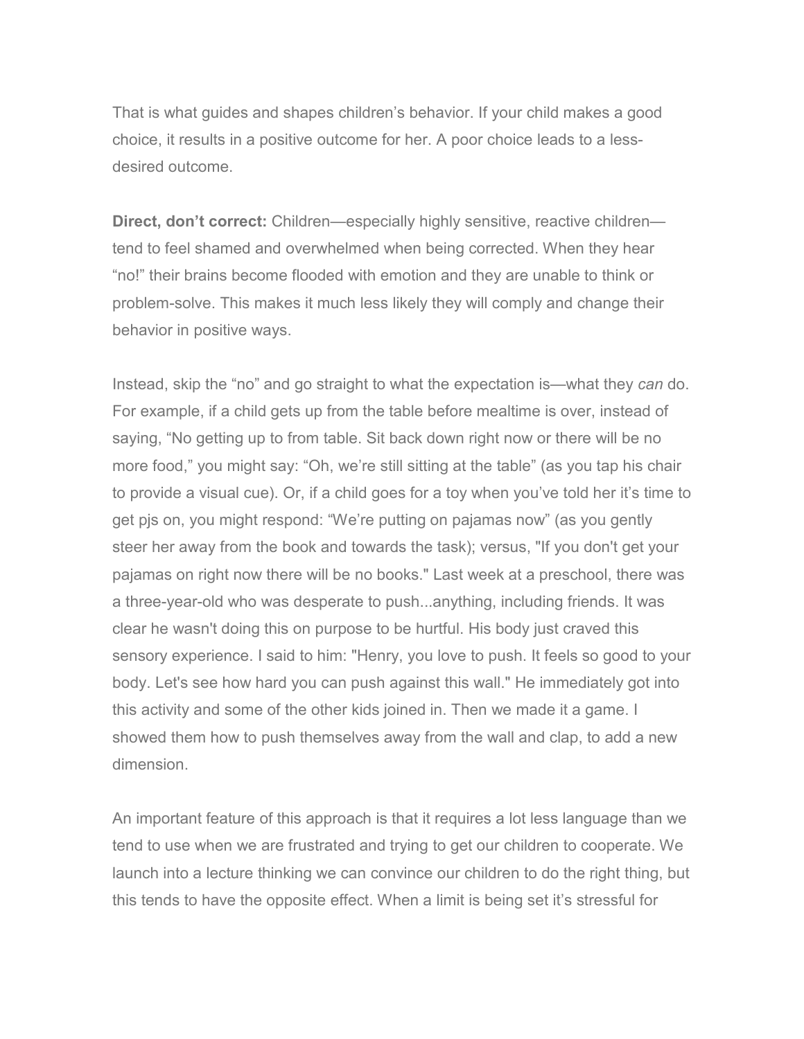That is what guides and shapes children's behavior. If your child makes a good choice, it results in a positive outcome for her. A poor choice leads to a less-desired outcome.

**Direct, don't correct:** Children—especially highly sensitive, reactive children—tend to feel shamed and overwhelmed when being corrected. When they hear "no!" their brains become flooded with emotion and they are unable to think or problem-solve. This makes it much less likely they will comply and change their behavior in positive ways.

Instead, skip the "no" and go straight to what the expectation is—what they *can* do. For example, if a child gets up from the table before mealtime is over, instead of saying, "No getting up to from table. Sit back down right now or there will be no more food," you might say: "Oh, we're still sitting at the table" (as you tap his chair to provide a visual cue). Or, if a child goes for a toy when you've told her it's time to get pjs on, you might respond: "We're putting on pajamas now" (as you gently steer her away from the book and towards the task); versus, "If you don't get your pajamas on right now there will be no books." Last week at a preschool, there was a three-year-old who was desperate to push...anything, including friends. It was clear he wasn't doing this on purpose to be hurtful. His body just craved this sensory experience. I said to him: "Henry, you love to push. It feels so good to your body. Let's see how hard you can push against this wall." He immediately got into this activity and some of the other kids joined in. Then we made it a game. I showed them how to push themselves away from the wall and clap, to add a new dimension.

An important feature of this approach is that it requires a lot less language than we tend to use when we are frustrated and trying to get our children to cooperate. We launch into a lecture thinking we can convince our children to do the right thing, but this tends to have the opposite effect. When a limit is being set it's stressful for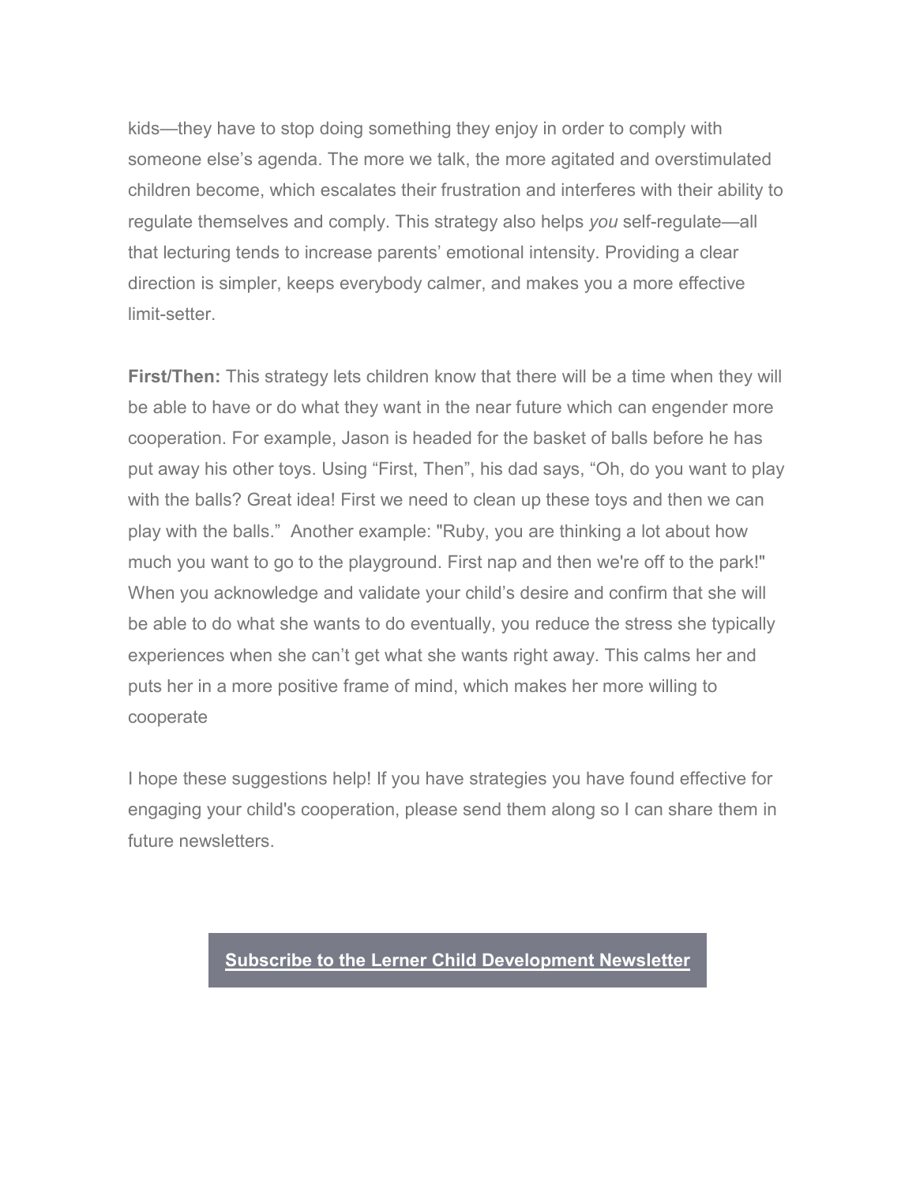kids—they have to stop doing something they enjoy in order to comply with someone else's agenda. The more we talk, the more agitated and overstimulated children become, which escalates their frustration and interferes with their ability to regulate themselves and comply. This strategy also helps *you* self-regulate—all that lecturing tends to increase parents' emotional intensity. Providing a clear direction is simpler, keeps everybody calmer, and makes you a more effective limit-setter.

**First/Then:** This strategy lets children know that there will be a time when they will be able to have or do what they want in the near future which can engender more cooperation. For example, Jason is headed for the basket of balls before he has put away his other toys. Using "First, Then", his dad says, "Oh, do you want to play with the balls? Great idea! First we need to clean up these toys and then we can play with the balls." Another example: "Ruby, you are thinking a lot about how much you want to go to the playground. First nap and then we're off to the park!" When you acknowledge and validate your child's desire and confirm that she will be able to do what she wants to do eventually, you reduce the stress she typically experiences when she can't get what she wants right away. This calms her and puts her in a more positive frame of mind, which makes her more willing to cooperate

I hope these suggestions help! If you have strategies you have found effective for engaging your child's cooperation, please send them along so I can share them in future newsletters.

**Subscribe to the Lerner Child Development Newsletter**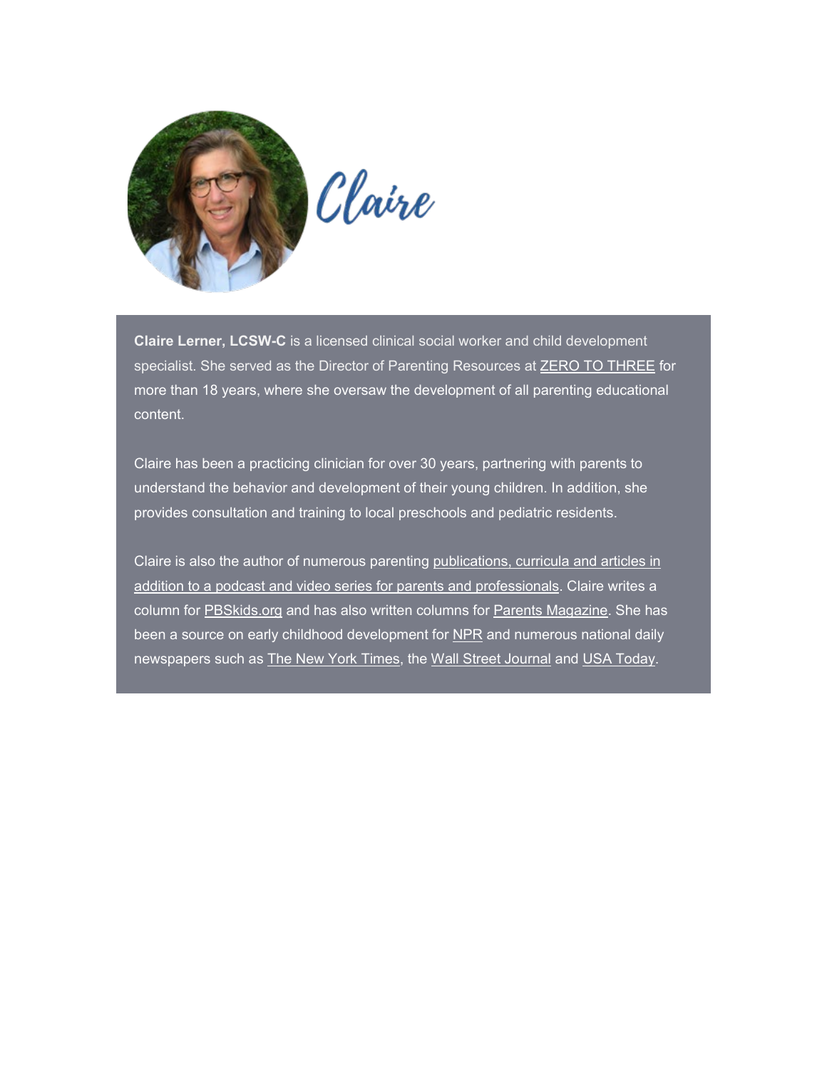Claire

**Claire Lerner, LCSW-C** is a licensed clinical social worker and child development specialist. She served as the Director of Parenting Resources at ZERO TO THREE for more than 18 years, where she oversaw the development of all parenting educational content.

Claire has been a practicing clinician for over 30 years, partnering with parents to understand the behavior and development of their young children. In addition, she provides consultation and training to local preschools and pediatric residents.

Claire is also the author of numerous parenting publications, curricula and articles in addition to a podcast and video series for parents and professionals. Claire writes a column for PBSkids.org and has also written columns for Parents Magazine. She has been a source on early childhood development for NPR and numerous national daily newspapers such as The New York Times, the Wall Street Journal and USA Today.